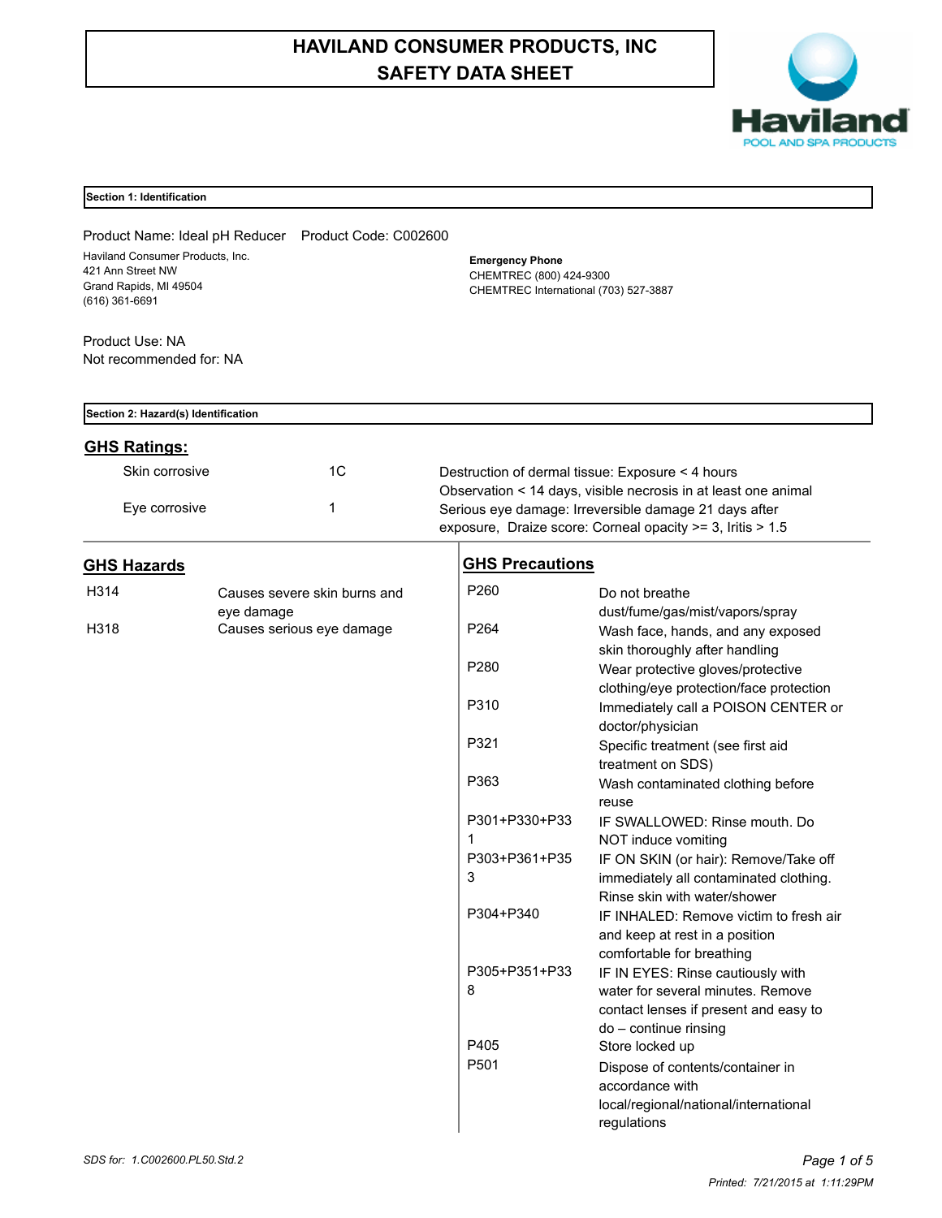# HAVILAND CONSUMER PRODUCTS, INC
# SAFETY DATA SHEET

## Section 1: Identification

Product Name: Ideal pH Reducer    Product Code: C002600

Haviland Consumer Products, Inc.
421 Ann Street NW
Grand Rapids, MI 49504
(616) 361-6691

**Emergency Phone**
CHEMTREC (800) 424-9300
CHEMTREC International (703) 527-3887

Product Use: NA
Not recommended for: NA

## Section 2: Hazard(s) Identification

### GHS Ratings:

| | | |
|---|---|---|
| Skin corrosive | 1C | Destruction of dermal tissue: Exposure < 4 hours Observation < 14 days, visible necrosis in at least one animal |
| Eye corrosive | 1 | Serious eye damage: Irreversible damage 21 days after exposure, Draize score: Corneal opacity >= 3, Iritis > 1.5 |

### GHS Hazards

| | |
|---|---|
| H314 | Causes severe skin burns and eye damage |
| H318 | Causes serious eye damage |

### GHS Precautions

| | |
|---|---|
| P260 | Do not breathe dust/fume/gas/mist/vapors/spray |
| P264 | Wash face, hands, and any exposed skin thoroughly after handling |
| P280 | Wear protective gloves/protective clothing/eye protection/face protection |
| P310 | Immediately call a POISON CENTER or doctor/physician |
| P321 | Specific treatment (see first aid treatment on SDS) |
| P363 | Wash contaminated clothing before reuse |
| P301+P330+P331 | IF SWALLOWED: Rinse mouth. Do NOT induce vomiting |
| P303+P361+P353 | IF ON SKIN (or hair): Remove/Take off immediately all contaminated clothing. Rinse skin with water/shower |
| P304+P340 | IF INHALED: Remove victim to fresh air and keep at rest in a position comfortable for breathing |
| P305+P351+P338 | IF IN EYES: Rinse cautiously with water for several minutes. Remove contact lenses if present and easy to do – continue rinsing |
| P405 | Store locked up |
| P501 | Dispose of contents/container in accordance with local/regional/national/international regulations |

SDS for: 1.C002600.PL50.Std.2

Printed: 7/21/2015 at 1:11:29PM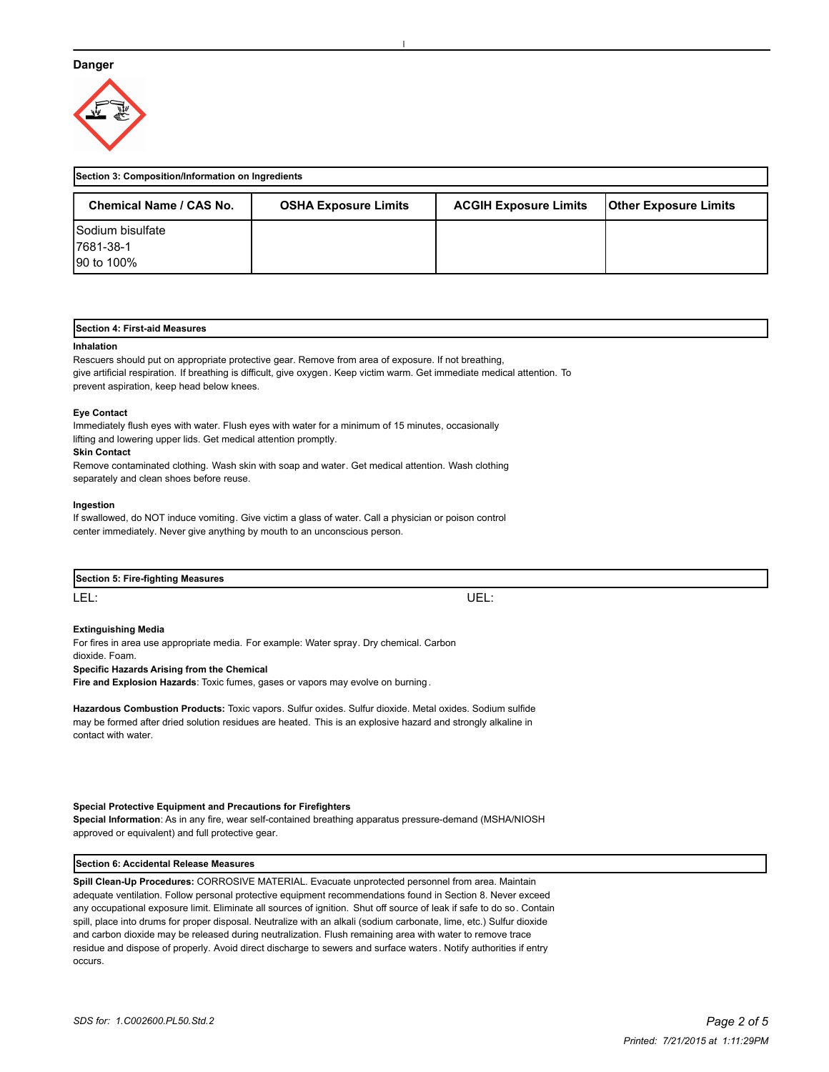**Danger**

| Section 3: Composition/Information on Ingredients |
|---|

| Chemical Name / CAS No. | OSHA Exposure Limits | ACGIH Exposure Limits | Other Exposure Limits |
|---|---|---|---|
| Sodium bisulfate<br>7681-38-1<br>90 to 100% | | | |

## Section 4: First-aid Measures

**Inhalation**

Rescuers should put on appropriate protective gear. Remove from area of exposure. If not breathing, give artificial respiration. If breathing is difficult, give oxygen. Keep victim warm. Get immediate medical attention. To prevent aspiration, keep head below knees.

**Eye Contact**

Immediately flush eyes with water. Flush eyes with water for a minimum of 15 minutes, occasionally lifting and lowering upper lids. Get medical attention promptly.

**Skin Contact**

Remove contaminated clothing. Wash skin with soap and water. Get medical attention. Wash clothing separately and clean shoes before reuse.

**Ingestion**

If swallowed, do NOT induce vomiting. Give victim a glass of water. Call a physician or poison control center immediately. Never give anything by mouth to an unconscious person.

## Section 5: Fire-fighting Measures

LEL: UEL:

**Extinguishing Media**

For fires in area use appropriate media. For example: Water spray. Dry chemical. Carbon dioxide. Foam.

**Specific Hazards Arising from the Chemical**

**Fire and Explosion Hazards**: Toxic fumes, gases or vapors may evolve on burning.

**Hazardous Combustion Products:** Toxic vapors. Sulfur oxides. Sulfur dioxide. Metal oxides. Sodium sulfide may be formed after dried solution residues are heated. This is an explosive hazard and strongly alkaline in contact with water.

**Special Protective Equipment and Precautions for Firefighters**

**Special Information**: As in any fire, wear self-contained breathing apparatus pressure-demand (MSHA/NIOSH approved or equivalent) and full protective gear.

## Section 6: Accidental Release Measures

**Spill Clean-Up Procedures:** CORROSIVE MATERIAL. Evacuate unprotected personnel from area. Maintain adequate ventilation. Follow personal protective equipment recommendations found in Section 8. Never exceed any occupational exposure limit. Eliminate all sources of ignition. Shut off source of leak if safe to do so. Contain spill, place into drums for proper disposal. Neutralize with an alkali (sodium carbonate, lime, etc.) Sulfur dioxide and carbon dioxide may be released during neutralization. Flush remaining area with water to remove trace residue and dispose of properly. Avoid direct discharge to sewers and surface waters. Notify authorities if entry occurs.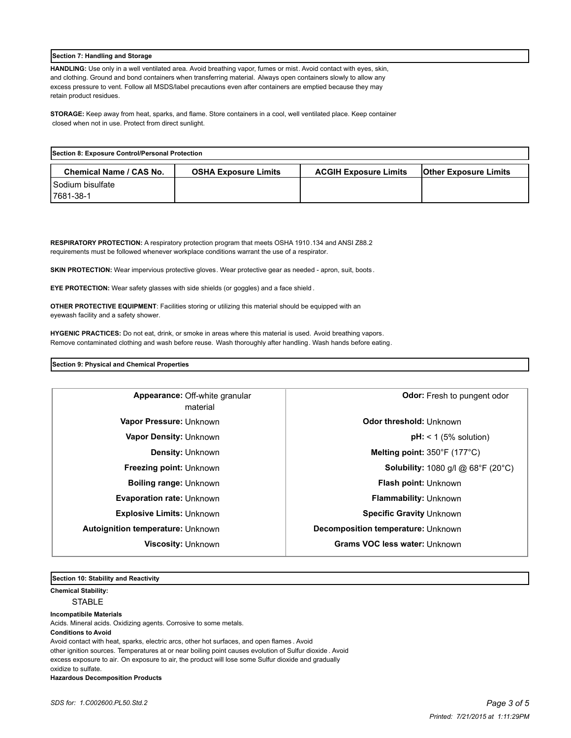## Section 7: Handling and Storage

**HANDLING:** Use only in a well ventilated area. Avoid breathing vapor, fumes or mist. Avoid contact with eyes, skin, and clothing. Ground and bond containers when transferring material. Always open containers slowly to allow any excess pressure to vent. Follow all MSDS/label precautions even after containers are emptied because they may retain product residues.

**STORAGE:** Keep away from heat, sparks, and flame. Store containers in a cool, well ventilated place. Keep container closed when not in use. Protect from direct sunlight.

## Section 8: Exposure Control/Personal Protection

| Chemical Name / CAS No. | OSHA Exposure Limits | ACGIH Exposure Limits | Other Exposure Limits |
| --- | --- | --- | --- |
| Sodium bisulfate 7681-38-1 | | | |

**RESPIRATORY PROTECTION:** A respiratory protection program that meets OSHA 1910.134 and ANSI Z88.2 requirements must be followed whenever workplace conditions warrant the use of a respirator.

**SKIN PROTECTION:** Wear impervious protective gloves. Wear protective gear as needed - apron, suit, boots.

**EYE PROTECTION:** Wear safety glasses with side shields (or goggles) and a face shield.

**OTHER PROTECTIVE EQUIPMENT**: Facilities storing or utilizing this material should be equipped with an eyewash facility and a safety shower.

**HYGENIC PRACTICES:** Do not eat, drink, or smoke in areas where this material is used. Avoid breathing vapors. Remove contaminated clothing and wash before reuse. Wash thoroughly after handling. Wash hands before eating.

## Section 9: Physical and Chemical Properties

| | |
| --- | --- |
| **Appearance:** Off-white granular material | **Odor:** Fresh to pungent odor |
| **Vapor Pressure:** Unknown | **Odor threshold:** Unknown |
| **Vapor Density:** Unknown | **pH:** < 1 (5% solution) |
| **Density:** Unknown | **Melting point:** 350°F (177°C) |
| **Freezing point:** Unknown | **Solubility:** 1080 g/l @ 68°F (20°C) |
| **Boiling range:** Unknown | **Flash point:** Unknown |
| **Evaporation rate:** Unknown | **Flammability:** Unknown |
| **Explosive Limits:** Unknown | **Specific Gravity** Unknown |
| **Autoignition temperature:** Unknown | **Decomposition temperature:** Unknown |
| **Viscosity:** Unknown | **Grams VOC less water:** Unknown |

## Section 10: Stability and Reactivity

**Chemical Stability:**

STABLE

**Incompatibile Materials**

Acids. Mineral acids. Oxidizing agents. Corrosive to some metals.

**Conditions to Avoid**

Avoid contact with heat, sparks, electric arcs, other hot surfaces, and open flames. Avoid other ignition sources. Temperatures at or near boiling point causes evolution of Sulfur dioxide. Avoid excess exposure to air. On exposure to air, the product will lose some Sulfur dioxide and gradually oxidize to sulfate.

**Hazardous Decomposition Products**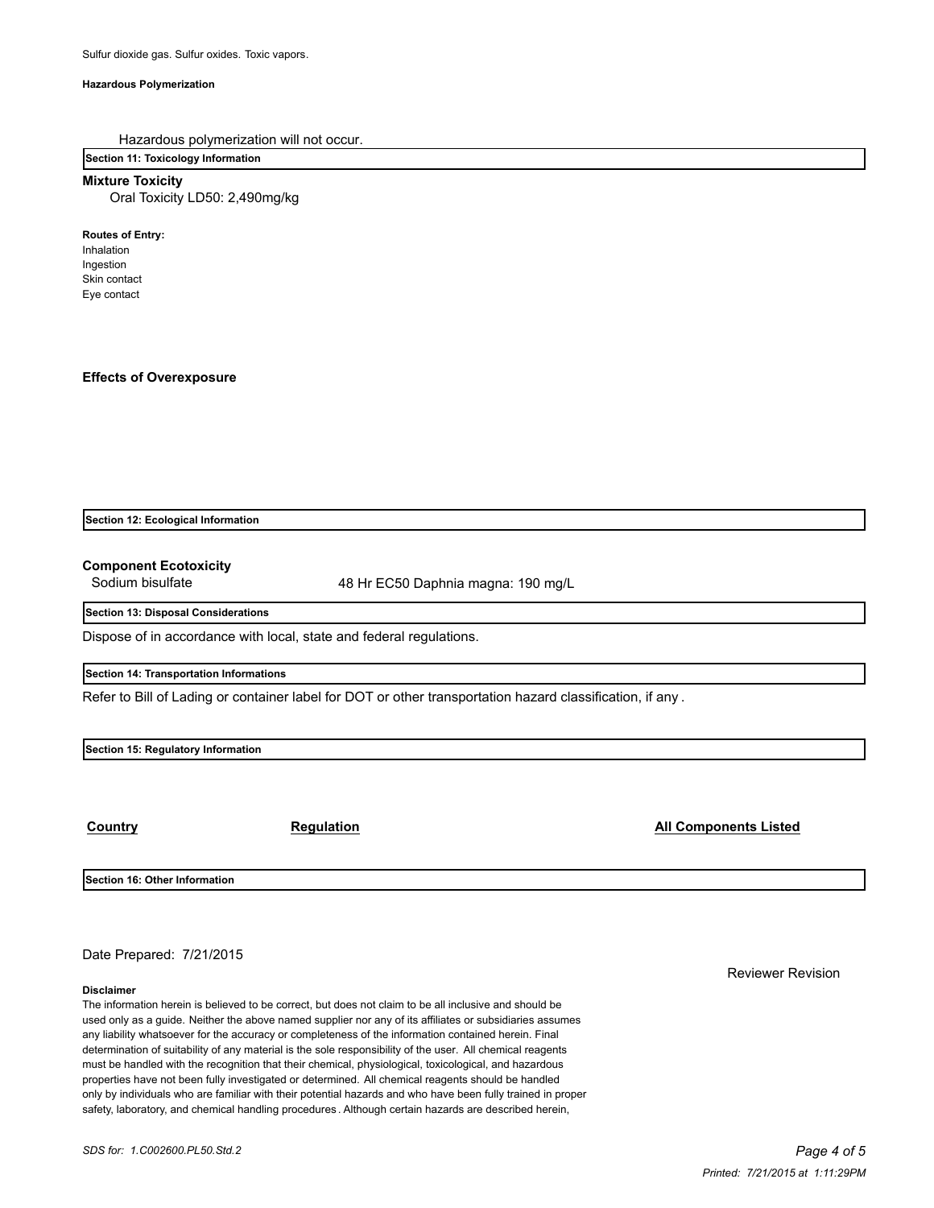Sulfur dioxide gas. Sulfur oxides. Toxic vapors.

**Hazardous Polymerization**

Hazardous polymerization will not occur.

## Section 11: Toxicology Information

**Mixture Toxicity**

Oral Toxicity LD50: 2,490mg/kg

**Routes of Entry:**

Inhalation
Ingestion
Skin contact
Eye contact

**Effects of Overexposure**

## Section 12: Ecological Information

**Component Ecotoxicity**

| Sodium bisulfate | 48 Hr EC50 Daphnia magna: 190 mg/L |
| --- | --- |

## Section 13: Disposal Considerations

Dispose of in accordance with local, state and federal regulations.

## Section 14: Transportation Informations

Refer to Bill of Lading or container label for DOT or other transportation hazard classification, if any .

## Section 15: Regulatory Information

| Country | Regulation | All Components Listed |
| --- | --- | --- |

## Section 16: Other Information

Date Prepared: 7/21/2015

Reviewer Revision

**Disclaimer**

The information herein is believed to be correct, but does not claim to be all inclusive and should be used only as a guide. Neither the above named supplier nor any of its affiliates or subsidiaries assumes any liability whatsoever for the accuracy or completeness of the information contained herein. Final determination of suitability of any material is the sole responsibility of the user. All chemical reagents must be handled with the recognition that their chemical, physiological, toxicological, and hazardous properties have not been fully investigated or determined. All chemical reagents should be handled only by individuals who are familiar with their potential hazards and who have been fully trained in proper safety, laboratory, and chemical handling procedures . Although certain hazards are described herein,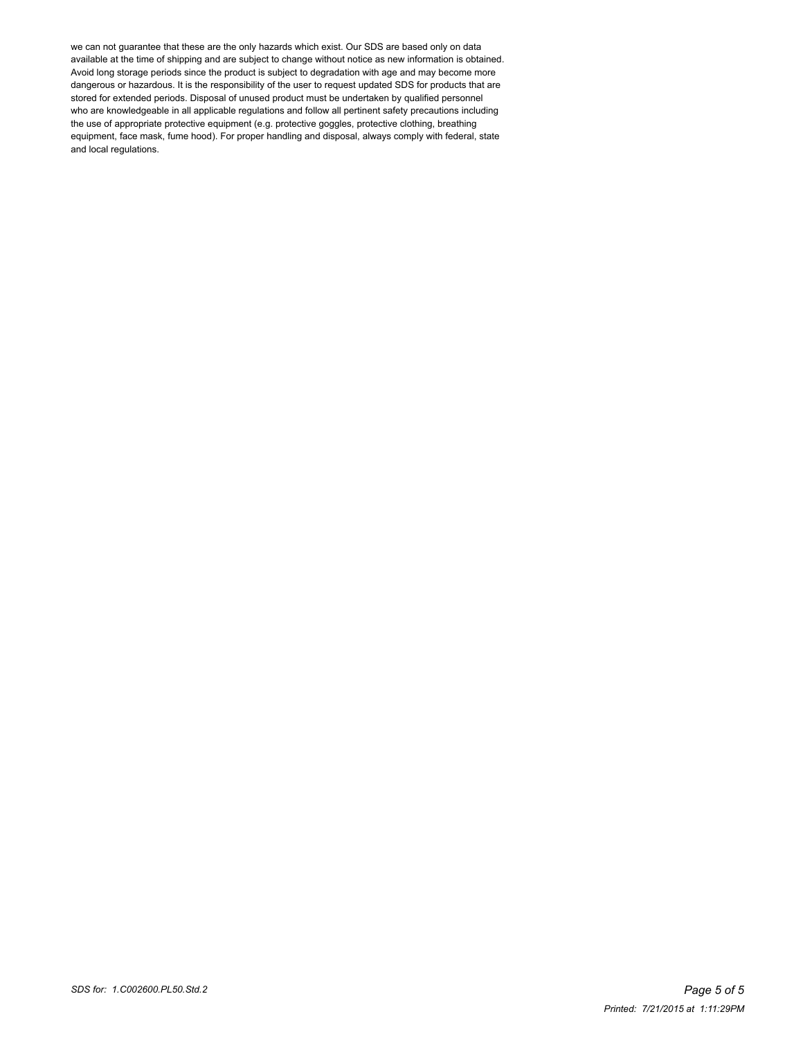we can not guarantee that these are the only hazards which exist. Our SDS are based only on data available at the time of shipping and are subject to change without notice as new information is obtained. Avoid long storage periods since the product is subject to degradation with age and may become more dangerous or hazardous. It is the responsibility of the user to request updated SDS for products that are stored for extended periods. Disposal of unused product must be undertaken by qualified personnel who are knowledgeable in all applicable regulations and follow all pertinent safety precautions including the use of appropriate protective equipment (e.g. protective goggles, protective clothing, breathing equipment, face mask, fume hood). For proper handling and disposal, always comply with federal, state and local regulations.